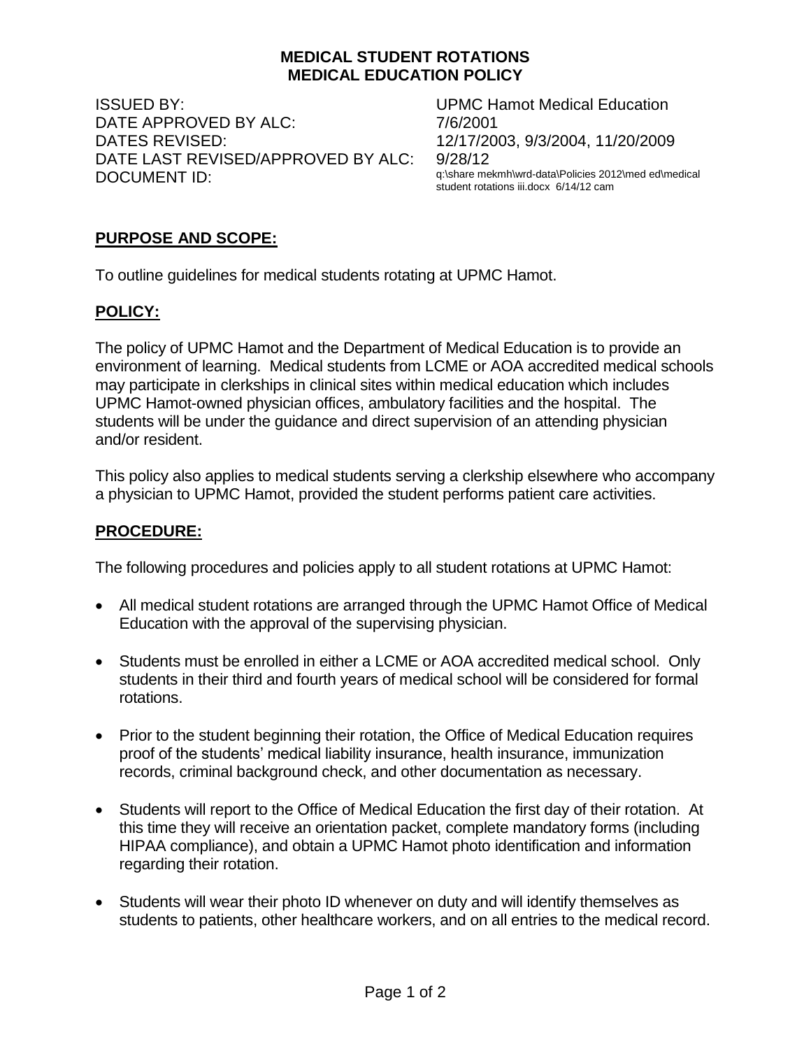# MEDICAL STUDENT ROTATIONS
# MEDICAL EDUCATION POLICY

| | |
|---|---|
| ISSUED BY: | UPMC Hamot Medical Education |
| DATE APPROVED BY ALC: | 7/6/2001 |
| DATES REVISED: | 12/17/2003, 9/3/2004, 11/20/2009 |
| DATE LAST REVISED/APPROVED BY ALC: | 9/28/12 |
| DOCUMENT ID: | q:\share mekmh\wrd-data\Policies 2012\med ed\medical student rotations iii.docx 6/14/12 cam |

## PURPOSE AND SCOPE:

To outline guidelines for medical students rotating at UPMC Hamot.

## POLICY:

The policy of UPMC Hamot and the Department of Medical Education is to provide an environment of learning. Medical students from LCME or AOA accredited medical schools may participate in clerkships in clinical sites within medical education which includes UPMC Hamot-owned physician offices, ambulatory facilities and the hospital. The students will be under the guidance and direct supervision of an attending physician and/or resident.

This policy also applies to medical students serving a clerkship elsewhere who accompany a physician to UPMC Hamot, provided the student performs patient care activities.

## PROCEDURE:

The following procedures and policies apply to all student rotations at UPMC Hamot:

- All medical student rotations are arranged through the UPMC Hamot Office of Medical Education with the approval of the supervising physician.
- Students must be enrolled in either a LCME or AOA accredited medical school. Only students in their third and fourth years of medical school will be considered for formal rotations.
- Prior to the student beginning their rotation, the Office of Medical Education requires proof of the students' medical liability insurance, health insurance, immunization records, criminal background check, and other documentation as necessary.
- Students will report to the Office of Medical Education the first day of their rotation. At this time they will receive an orientation packet, complete mandatory forms (including HIPAA compliance), and obtain a UPMC Hamot photo identification and information regarding their rotation.
- Students will wear their photo ID whenever on duty and will identify themselves as students to patients, other healthcare workers, and on all entries to the medical record.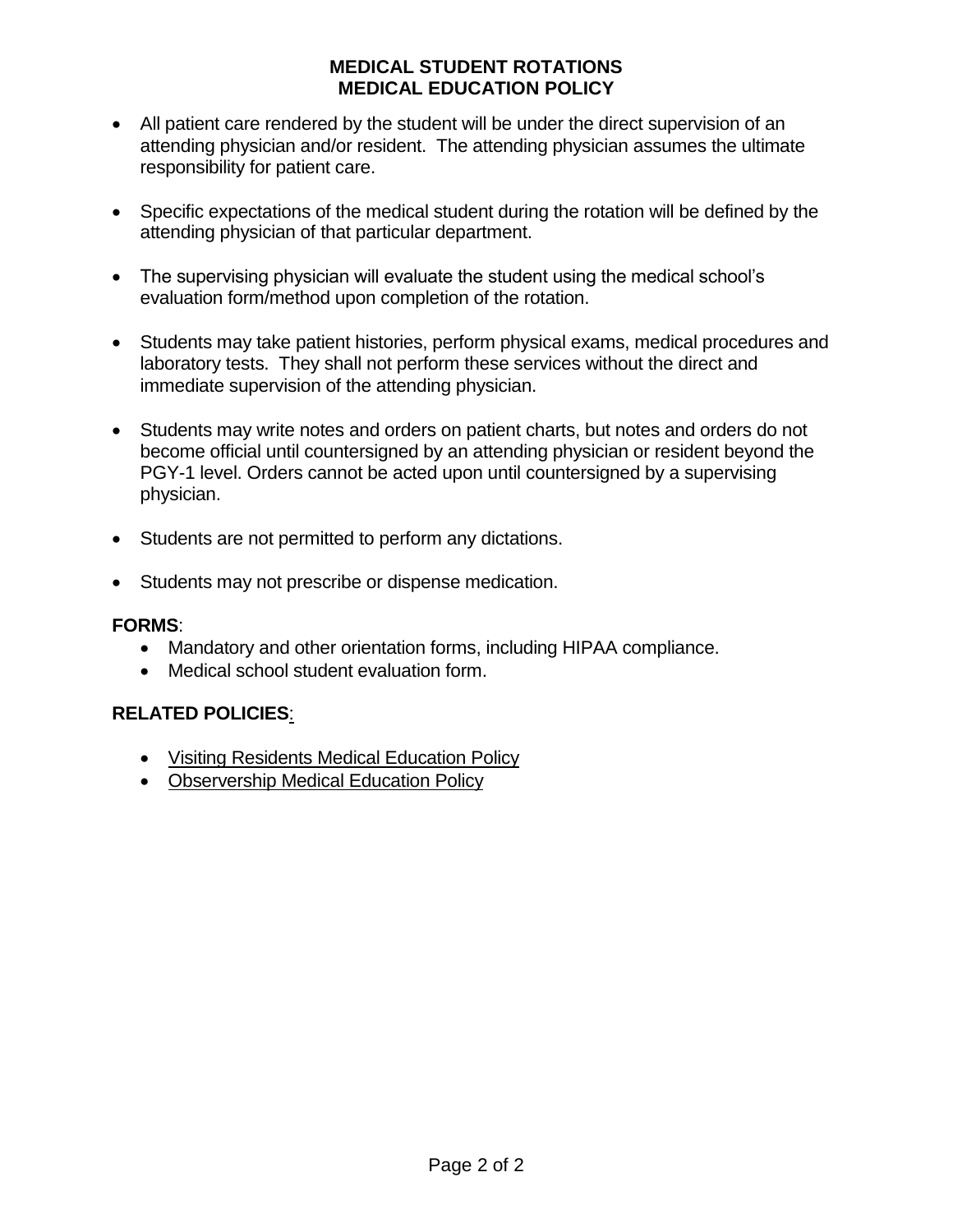- All patient care rendered by the student will be under the direct supervision of an attending physician and/or resident. The attending physician assumes the ultimate responsibility for patient care.

- Specific expectations of the medical student during the rotation will be defined by the attending physician of that particular department.

- The supervising physician will evaluate the student using the medical school's evaluation form/method upon completion of the rotation.

- Students may take patient histories, perform physical exams, medical procedures and laboratory tests. They shall not perform these services without the direct and immediate supervision of the attending physician.

- Students may write notes and orders on patient charts, but notes and orders do not become official until countersigned by an attending physician or resident beyond the PGY-1 level. Orders cannot be acted upon until countersigned by a supervising physician.

- Students are not permitted to perform any dictations.

- Students may not prescribe or dispense medication.

**FORMS**:

- Mandatory and other orientation forms, including HIPAA compliance.
- Medical school student evaluation form.

**RELATED POLICIES**:

- Visiting Residents Medical Education Policy
- Observership Medical Education Policy